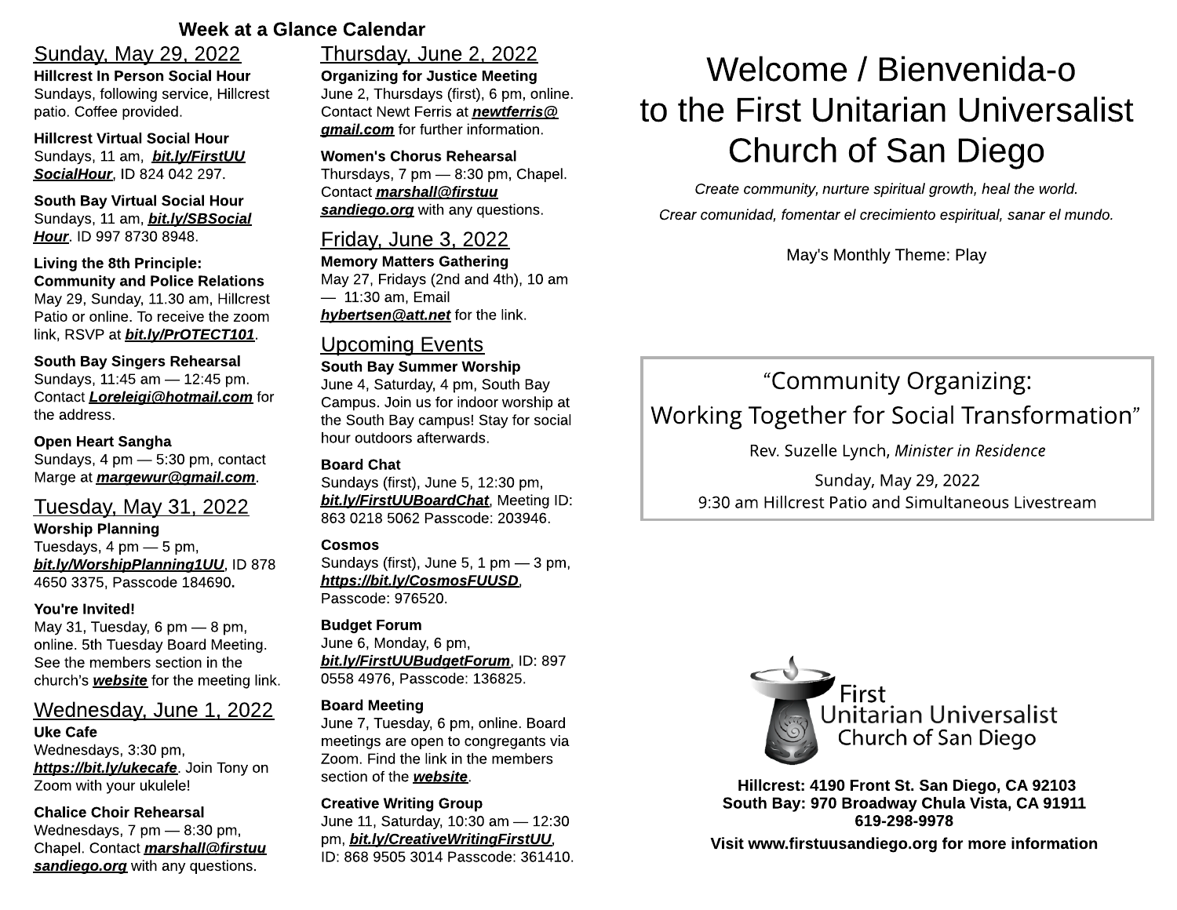## Week at a Glance Calendar

### Sunday, May 29, 2022

**Hillcrest In Person Social Hour**
Sundays, following service, Hillcrest patio. Coffee provided.

**Hillcrest Virtual Social Hour**
Sundays, 11 am, ***bit.ly/FirstUU SocialHour***, ID 824 042 297.

**South Bay Virtual Social Hour**
Sundays, 11 am, ***bit.ly/SBSocial Hour***. ID 997 8730 8948.

**Living the 8th Principle: Community and Police Relations**
May 29, Sunday, 11.30 am, Hillcrest Patio or online. To receive the zoom link, RSVP at ***bit.ly/PrOTECT101***.

**South Bay Singers Rehearsal**
Sundays, 11:45 am — 12:45 pm. Contact ***Loreleigi@hotmail.com*** for the address.

**Open Heart Sangha**
Sundays, 4 pm — 5:30 pm, contact Marge at ***margewur@gmail.com***.

### Tuesday, May 31, 2022

**Worship Planning**
Tuesdays, 4 pm — 5 pm, ***bit.ly/WorshipPlanning1UU***, ID 878 4650 3375, Passcode 184690.

**You're Invited!**
May 31, Tuesday, 6 pm — 8 pm, online. 5th Tuesday Board Meeting. See the members section in the church's ***website*** for the meeting link.

### Wednesday, June 1, 2022

**Uke Cafe**
Wednesdays, 3:30 pm, ***https://bit.ly/ukecafe***. Join Tony on Zoom with your ukulele!

**Chalice Choir Rehearsal**
Wednesdays, 7 pm — 8:30 pm, Chapel. Contact ***marshall@firstuu sandiego.org*** with any questions.

### Thursday, June 2, 2022

**Organizing for Justice Meeting**
June 2, Thursdays (first), 6 pm, online. Contact Newt Ferris at ***newtferris@ gmail.com*** for further information.

**Women's Chorus Rehearsal**
Thursdays, 7 pm — 8:30 pm, Chapel. Contact ***marshall@firstuu sandiego.org*** with any questions.

### Friday, June 3, 2022

**Memory Matters Gathering**
May 27, Fridays (2nd and 4th), 10 am — 11:30 am, Email ***hybertsen@att.net*** for the link.

### Upcoming Events

**South Bay Summer Worship**
June 4, Saturday, 4 pm, South Bay Campus. Join us for indoor worship at the South Bay campus! Stay for social hour outdoors afterwards.

**Board Chat**
Sundays (first), June 5, 12:30 pm, ***bit.ly/FirstUUBoardChat***, Meeting ID: 863 0218 5062 Passcode: 203946.

**Cosmos**
Sundays (first), June 5, 1 pm — 3 pm, ***https://bit.ly/CosmosFUUSD***, Passcode: 976520.

**Budget Forum**
June 6, Monday, 6 pm, ***bit.ly/FirstUUBudgetForum***, ID: 897 0558 4976, Passcode: 136825.

**Board Meeting**
June 7, Tuesday, 6 pm, online. Board meetings are open to congregants via Zoom. Find the link in the members section of the ***website***.

**Creative Writing Group**
June 11, Saturday, 10:30 am — 12:30 pm, ***bit.ly/CreativeWritingFirstUU***, ID: 868 9505 3014 Passcode: 361410.

# Welcome / Bienvenida-o to the First Unitarian Universalist Church of San Diego

*Create community, nurture spiritual growth, heal the world.*

*Crear comunidad, fomentar el crecimiento espiritual, sanar el mundo.*

May's Monthly Theme: Play

“Community Organizing: Working Together for Social Transformation”

Rev. Suzelle Lynch, *Minister in Residence*

Sunday, May 29, 2022
9:30 am Hillcrest Patio and Simultaneous Livestream

First Unitarian Universalist Church of San Diego

**Hillcrest: 4190 Front St. San Diego, CA 92103**
**South Bay: 970 Broadway Chula Vista, CA 91911**
**619-298-9978**

**Visit www.firstuusandiego.org for more information**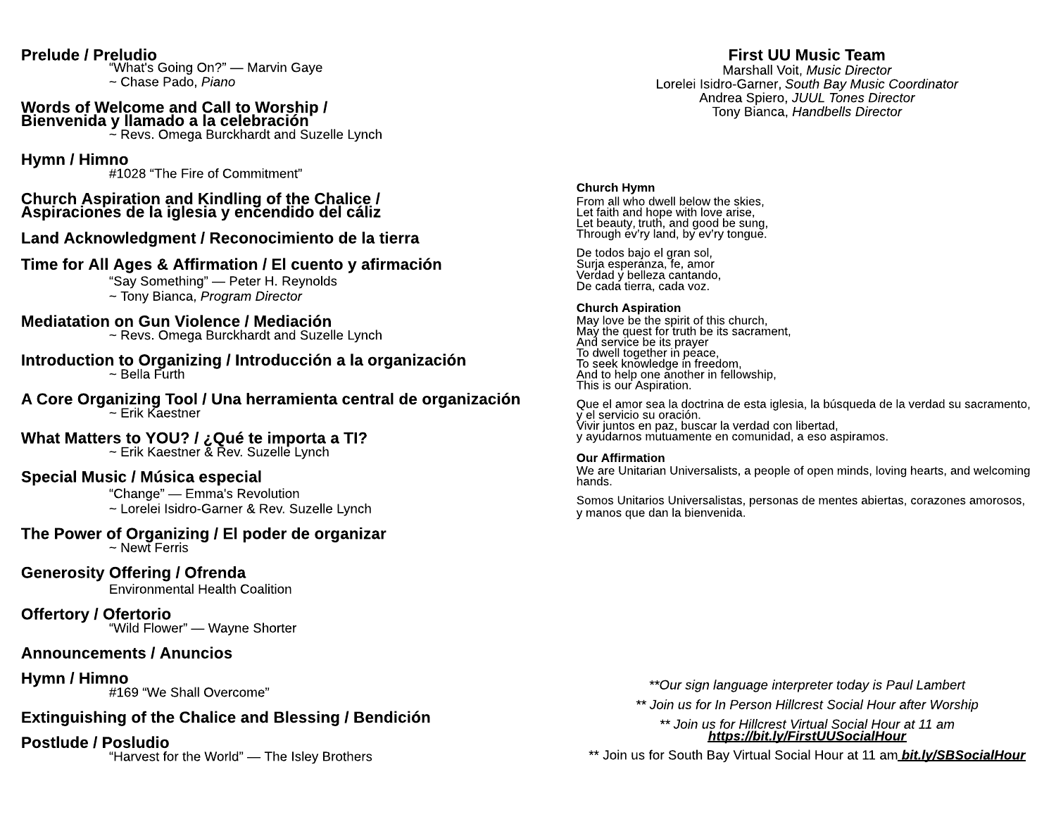**Prelude / Preludio**
“What's Going On?” — Marvin Gaye
~ Chase Pado, *Piano*

**Words of Welcome and Call to Worship / Bienvenida y llamado a la celebración**
~ Revs. Omega Burckhardt and Suzelle Lynch

**Hymn / Himno**
#1028 “The Fire of Commitment”

**Church Aspiration and Kindling of the Chalice / Aspiraciones de la iglesia y encendido del cáliz**

**Land Acknowledgment / Reconocimiento de la tierra**

**Time for All Ages & Affirmation / El cuento y afirmación**
“Say Something” — Peter H. Reynolds
~ Tony Bianca, *Program Director*

**Mediatation on Gun Violence / Mediación**
~ Revs. Omega Burckhardt and Suzelle Lynch

**Introduction to Organizing / Introducción a la organización**
~ Bella Furth

**A Core Organizing Tool / Una herramienta central de organización**
~ Erik Kaestner

**What Matters to YOU? / ¿Qué te importa a TI?**
~ Erik Kaestner & Rev. Suzelle Lynch

**Special Music / Música especial**
“Change” — Emma's Revolution
~ Lorelei Isidro-Garner & Rev. Suzelle Lynch

**The Power of Organizing / El poder de organizar**
~ Newt Ferris

**Generosity Offering / Ofrenda**
Environmental Health Coalition

**Offertory / Ofertorio**
“Wild Flower” — Wayne Shorter

**Announcements / Anuncios**

**Hymn / Himno**
#169 “We Shall Overcome”

**Extinguishing of the Chalice and Blessing / Bendición**

**Postlude / Posludio**
“Harvest for the World” — The Isley Brothers

**First UU Music Team**
Marshall Voit, *Music Director*
Lorelei Isidro-Garner, *South Bay Music Coordinator*
Andrea Spiero, *JUUL Tones Director*
Tony Bianca, *Handbells Director*

**Church Hymn**
From all who dwell below the skies,
Let faith and hope with love arise,
Let beauty, truth, and good be sung,
Through ev'ry land, by ev'ry tongue.

De todos bajo el gran sol,
Surja esperanza, fe, amor
Verdad y belleza cantando,
De cada tierra, cada voz.

**Church Aspiration**
May love be the spirit of this church,
May the quest for truth be its sacrament,
And service be its prayer
To dwell together in peace,
To seek knowledge in freedom,
And to help one another in fellowship,
This is our Aspiration.

Que el amor sea la doctrina de esta iglesia, la búsqueda de la verdad su sacramento, y el servicio su oración.
Vivir juntos en paz, buscar la verdad con libertad,
y ayudarnos mutuamente en comunidad, a eso aspiramos.

**Our Affirmation**
We are Unitarian Universalists, a people of open minds, loving hearts, and welcoming hands.

Somos Unitarios Universalistas, personas de mentes abiertas, corazones amorosos, y manos que dan la bienvenida.

*\*\*Our sign language interpreter today is Paul Lambert*

*\*\* Join us for In Person Hillcrest Social Hour after Worship*

*\*\* Join us for Hillcrest Virtual Social Hour at 11 am* ***https://bit.ly/FirstUUSocialHour***

\*\* Join us for South Bay Virtual Social Hour at 11 am ***bit.ly/SBSocialHour***